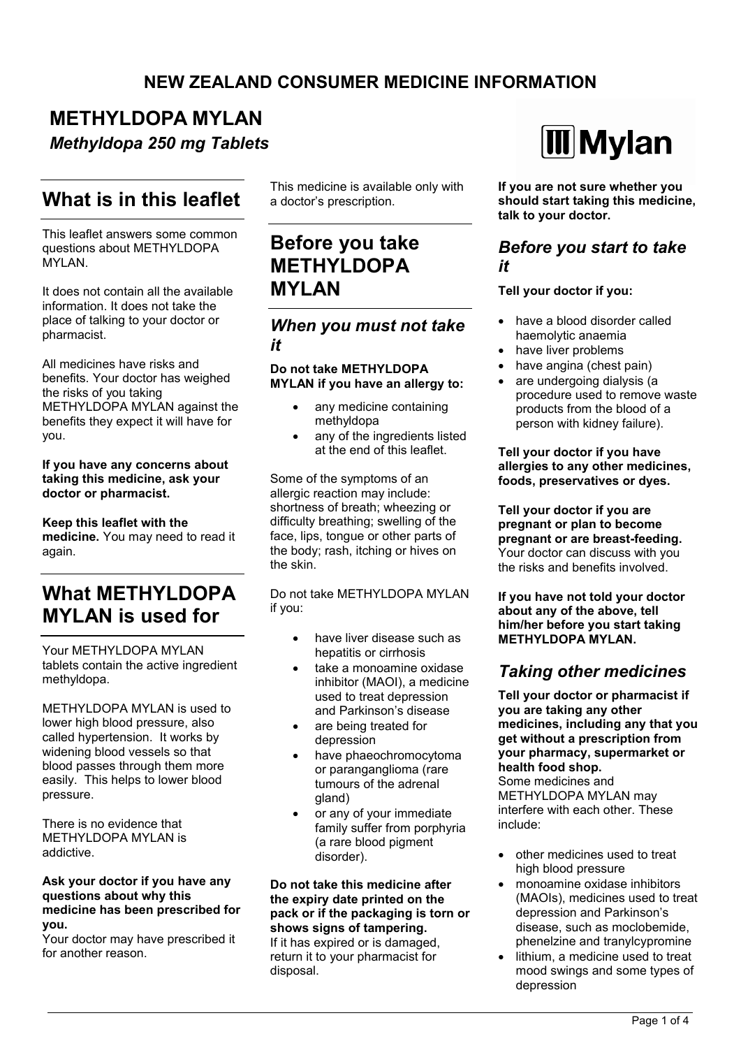**NEW ZEALAND CONSUMER MEDICINE INFORMATION**

# METHYLDOPA MYLAN

*Methyldopa 250 mg Tablets*

## What is in this leaflet

This leaflet answers some common questions about METHYLDOPA MYLAN.

It does not contain all the available information. It does not take the place of talking to your doctor or pharmacist.

All medicines have risks and benefits. Your doctor has weighed the risks of you taking METHYLDOPA MYLAN against the benefits they expect it will have for you.

**If you have any concerns about taking this medicine, ask your doctor or pharmacist.**

**Keep this leaflet with the medicine.** You may need to read it again.

## What METHYLDOPA MYLAN is used for

Your METHYLDOPA MYLAN tablets contain the active ingredient methyldopa.

METHYLDOPA MYLAN is used to lower high blood pressure, also called hypertension. It works by widening blood vessels so that blood passes through them more easily. This helps to lower blood pressure.

There is no evidence that METHYLDOPA MYLAN is addictive.

**Ask your doctor if you have any questions about why this medicine has been prescribed for you.**
Your doctor may have prescribed it for another reason.

This medicine is available only with a doctor's prescription.

## Before you take METHYLDOPA MYLAN

### *When you must not take it*

**Do not take METHYLDOPA MYLAN if you have an allergy to:**

- any medicine containing methyldopa
- any of the ingredients listed at the end of this leaflet.

Some of the symptoms of an allergic reaction may include: shortness of breath; wheezing or difficulty breathing; swelling of the face, lips, tongue or other parts of the body; rash, itching or hives on the skin.

Do not take METHYLDOPA MYLAN if you:

- have liver disease such as hepatitis or cirrhosis
- take a monoamine oxidase inhibitor (MAOI), a medicine used to treat depression and Parkinson's disease
- are being treated for depression
- have phaeochromocytoma or paranganglioma (rare tumours of the adrenal gland)
- or any of your immediate family suffer from porphyria (a rare blood pigment disorder).

**Do not take this medicine after the expiry date printed on the pack or if the packaging is torn or shows signs of tampering.**
If it has expired or is damaged, return it to your pharmacist for disposal.

**If you are not sure whether you should start taking this medicine, talk to your doctor.**

### *Before you start to take it*

**Tell your doctor if you:**

- have a blood disorder called haemolytic anaemia
- have liver problems
- have angina (chest pain)
- are undergoing dialysis (a procedure used to remove waste products from the blood of a person with kidney failure).

**Tell your doctor if you have allergies to any other medicines, foods, preservatives or dyes.**

**Tell your doctor if you are pregnant or plan to become pregnant or are breast-feeding.** Your doctor can discuss with you the risks and benefits involved.

**If you have not told your doctor about any of the above, tell him/her before you start taking METHYLDOPA MYLAN.**

### *Taking other medicines*

**Tell your doctor or pharmacist if you are taking any other medicines, including any that you get without a prescription from your pharmacy, supermarket or health food shop.**
Some medicines and METHYLDOPA MYLAN may interfere with each other. These include:

- other medicines used to treat high blood pressure
- monoamine oxidase inhibitors (MAOIs), medicines used to treat depression and Parkinson's disease, such as moclobemide, phenelzine and tranylcypromine
- lithium, a medicine used to treat mood swings and some types of depression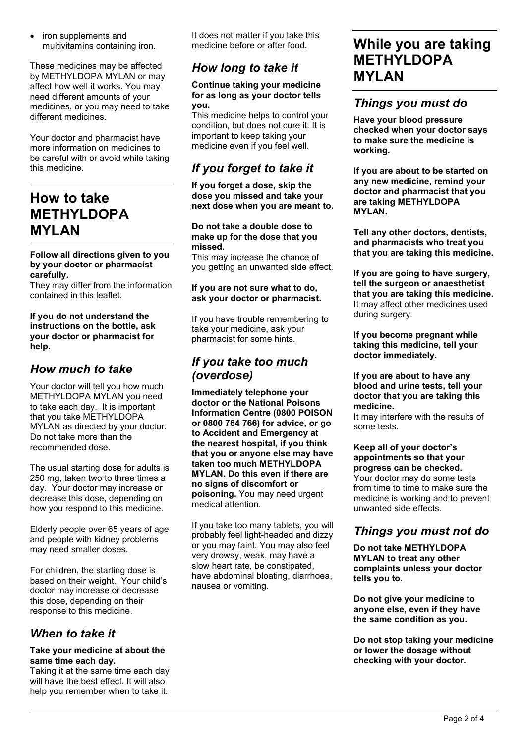- iron supplements and multivitamins containing iron.

These medicines may be affected by METHYLDOPA MYLAN or may affect how well it works. You may need different amounts of your medicines, or you may need to take different medicines.

Your doctor and pharmacist have more information on medicines to be careful with or avoid while taking this medicine.

# How to take METHYLDOPA MYLAN

**Follow all directions given to you by your doctor or pharmacist carefully.**
They may differ from the information contained in this leaflet.

**If you do not understand the instructions on the bottle, ask your doctor or pharmacist for help.**

## *How much to take*

Your doctor will tell you how much METHYLDOPA MYLAN you need to take each day. It is important that you take METHYLDOPA MYLAN as directed by your doctor. Do not take more than the recommended dose.

The usual starting dose for adults is 250 mg, taken two to three times a day. Your doctor may increase or decrease this dose, depending on how you respond to this medicine.

Elderly people over 65 years of age and people with kidney problems may need smaller doses.

For children, the starting dose is based on their weight. Your child's doctor may increase or decrease this dose, depending on their response to this medicine.

## *When to take it*

**Take your medicine at about the same time each day.**
Taking it at the same time each day will have the best effect. It will also help you remember when to take it.

It does not matter if you take this medicine before or after food.

## *How long to take it*

**Continue taking your medicine for as long as your doctor tells you.**
This medicine helps to control your condition, but does not cure it. It is important to keep taking your medicine even if you feel well.

## *If you forget to take it*

**If you forget a dose, skip the dose you missed and take your next dose when you are meant to.**

**Do not take a double dose to make up for the dose that you missed.**
This may increase the chance of you getting an unwanted side effect.

**If you are not sure what to do, ask your doctor or pharmacist.**

If you have trouble remembering to take your medicine, ask your pharmacist for some hints.

## *If you take too much (overdose)*

**Immediately telephone your doctor or the National Poisons Information Centre (0800 POISON or 0800 764 766) for advice, or go to Accident and Emergency at the nearest hospital, if you think that you or anyone else may have taken too much METHYLDOPA MYLAN. Do this even if there are no signs of discomfort or poisoning.** You may need urgent medical attention.

If you take too many tablets, you will probably feel light-headed and dizzy or you may faint. You may also feel very drowsy, weak, may have a slow heart rate, be constipated, have abdominal bloating, diarrhoea, nausea or vomiting.

# While you are taking METHYLDOPA MYLAN

## *Things you must do*

**Have your blood pressure checked when your doctor says to make sure the medicine is working.**

**If you are about to be started on any new medicine, remind your doctor and pharmacist that you are taking METHYLDOPA MYLAN.**

**Tell any other doctors, dentists, and pharmacists who treat you that you are taking this medicine.**

**If you are going to have surgery, tell the surgeon or anaesthetist that you are taking this medicine.** It may affect other medicines used during surgery.

**If you become pregnant while taking this medicine, tell your doctor immediately.**

**If you are about to have any blood and urine tests, tell your doctor that you are taking this medicine.**
It may interfere with the results of some tests.

**Keep all of your doctor's appointments so that your progress can be checked.**
Your doctor may do some tests from time to time to make sure the medicine is working and to prevent unwanted side effects.

## *Things you must not do*

**Do not take METHYLDOPA MYLAN to treat any other complaints unless your doctor tells you to.**

**Do not give your medicine to anyone else, even if they have the same condition as you.**

**Do not stop taking your medicine or lower the dosage without checking with your doctor.**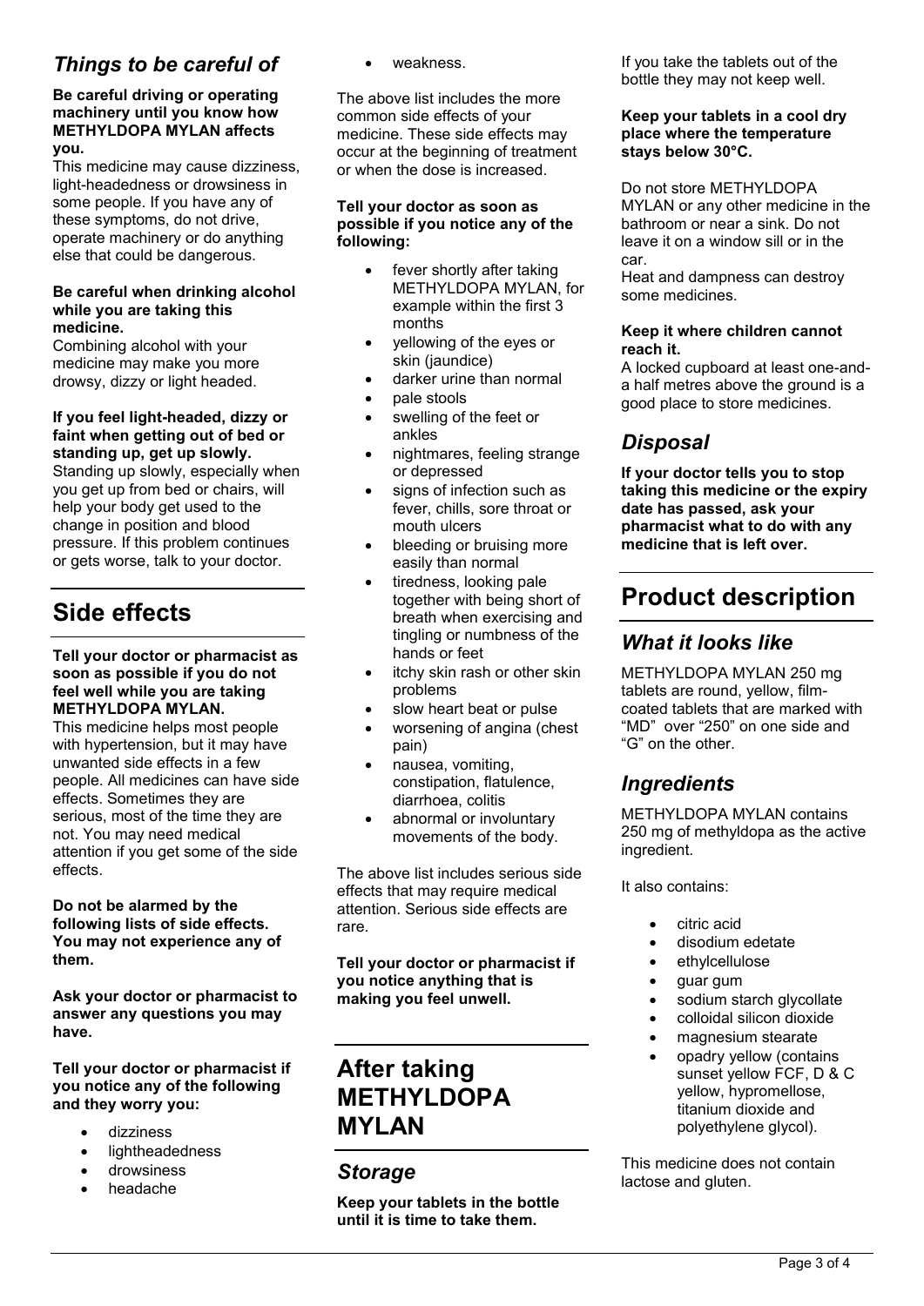## *Things to be careful of*

**Be careful driving or operating machinery until you know how METHYLDOPA MYLAN affects you.**

This medicine may cause dizziness, light-headedness or drowsiness in some people. If you have any of these symptoms, do not drive, operate machinery or do anything else that could be dangerous.

**Be careful when drinking alcohol while you are taking this medicine.**

Combining alcohol with your medicine may make you more drowsy, dizzy or light headed.

**If you feel light-headed, dizzy or faint when getting out of bed or standing up, get up slowly.**

Standing up slowly, especially when you get up from bed or chairs, will help your body get used to the change in position and blood pressure. If this problem continues or gets worse, talk to your doctor.

# Side effects

**Tell your doctor or pharmacist as soon as possible if you do not feel well while you are taking METHYLDOPA MYLAN.**

This medicine helps most people with hypertension, but it may have unwanted side effects in a few people. All medicines can have side effects. Sometimes they are serious, most of the time they are not. You may need medical attention if you get some of the side effects.

**Do not be alarmed by the following lists of side effects. You may not experience any of them.**

**Ask your doctor or pharmacist to answer any questions you may have.**

**Tell your doctor or pharmacist if you notice any of the following and they worry you:**

- dizziness
- lightheadedness
- drowsiness
- headache
- weakness.

The above list includes the more common side effects of your medicine. These side effects may occur at the beginning of treatment or when the dose is increased.

**Tell your doctor as soon as possible if you notice any of the following:**

- fever shortly after taking METHYLDOPA MYLAN, for example within the first 3 months
- yellowing of the eyes or skin (jaundice)
- darker urine than normal
- pale stools
- swelling of the feet or ankles
- nightmares, feeling strange or depressed
- signs of infection such as fever, chills, sore throat or mouth ulcers
- bleeding or bruising more easily than normal
- tiredness, looking pale together with being short of breath when exercising and tingling or numbness of the hands or feet
- itchy skin rash or other skin problems
- slow heart beat or pulse
- worsening of angina (chest pain)
- nausea, vomiting, constipation, flatulence, diarrhoea, colitis
- abnormal or involuntary movements of the body.

The above list includes serious side effects that may require medical attention. Serious side effects are rare.

**Tell your doctor or pharmacist if you notice anything that is making you feel unwell.**

# After taking METHYLDOPA MYLAN

## *Storage*

**Keep your tablets in the bottle until it is time to take them.**

If you take the tablets out of the bottle they may not keep well.

**Keep your tablets in a cool dry place where the temperature stays below 30°C.**

Do not store METHYLDOPA MYLAN or any other medicine in the bathroom or near a sink. Do not leave it on a window sill or in the car.
Heat and dampness can destroy some medicines.

**Keep it where children cannot reach it.**

A locked cupboard at least one-and-a half metres above the ground is a good place to store medicines.

## *Disposal*

**If your doctor tells you to stop taking this medicine or the expiry date has passed, ask your pharmacist what to do with any medicine that is left over.**

# Product description

## *What it looks like*

METHYLDOPA MYLAN 250 mg tablets are round, yellow, film-coated tablets that are marked with "MD" over "250" on one side and "G" on the other.

## *Ingredients*

METHYLDOPA MYLAN contains 250 mg of methyldopa as the active ingredient.

It also contains:

- citric acid
- disodium edetate
- ethylcellulose
- guar gum
- sodium starch glycollate
- colloidal silicon dioxide
- magnesium stearate
- opadry yellow (contains sunset yellow FCF, D & C yellow, hypromellose, titanium dioxide and polyethylene glycol).

This medicine does not contain lactose and gluten.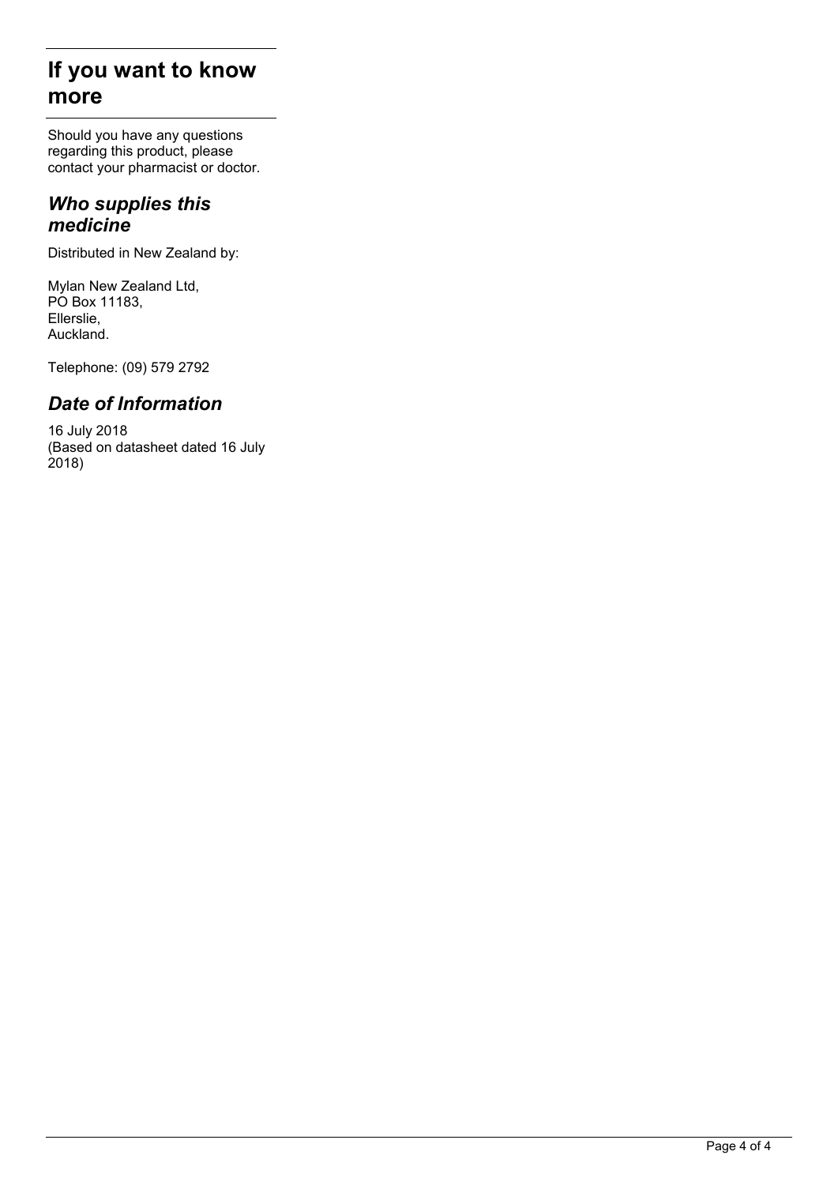## If you want to know more

Should you have any questions regarding this product, please contact your pharmacist or doctor.

### *Who supplies this medicine*

Distributed in New Zealand by:

Mylan New Zealand Ltd,
PO Box 11183,
Ellerslie,
Auckland.

Telephone: (09) 579 2792

### *Date of Information*

16 July 2018
(Based on datasheet dated 16 July 2018)